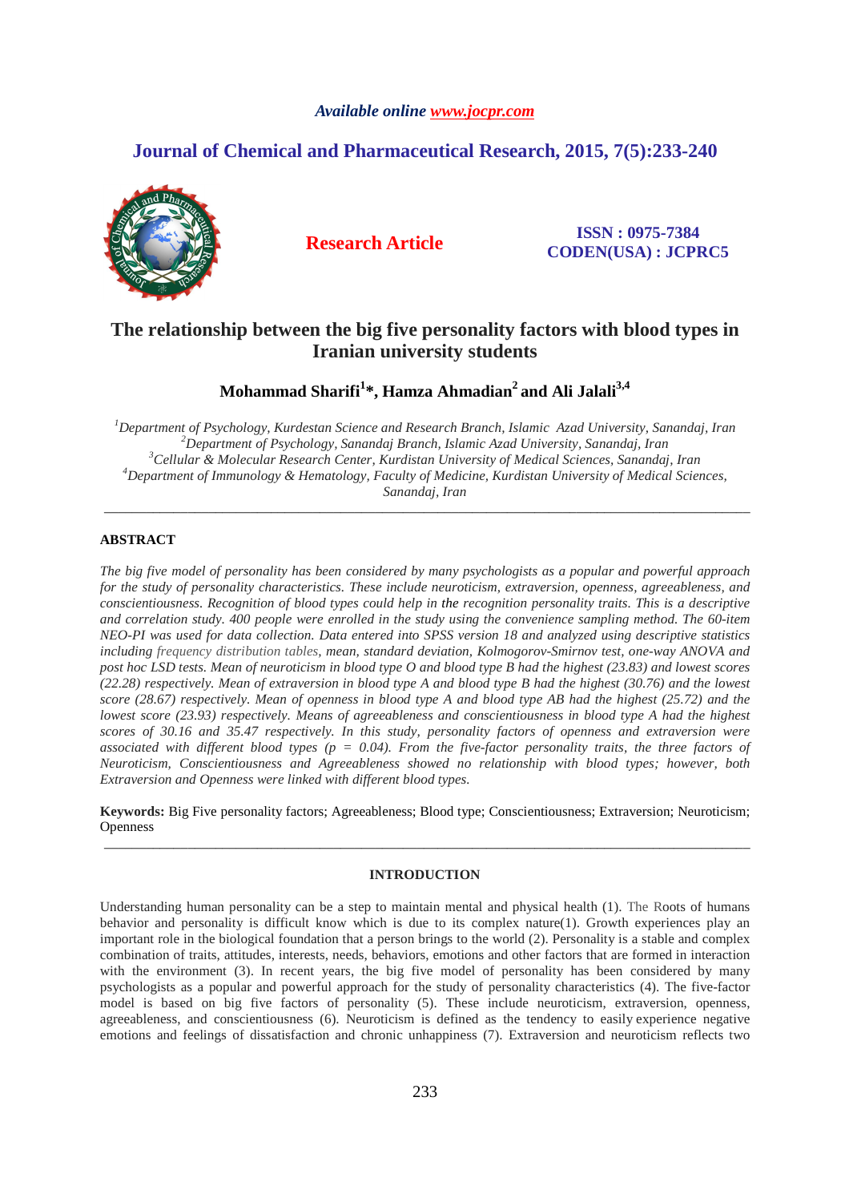*Available online www.jocpr.com*

**Journal of Chemical and Pharmaceutical Research, 2015, 7(5):233-240**

**Research Article**

**ISSN : 0975-7384**
**CODEN(USA) : JCPRC5**

# The relationship between the big five personality factors with blood types in Iranian university students

**Mohammad Sharifi[1]*, Hamza Ahmadian[2] and Ali Jalali[3,4]**

*[1]Department of Psychology, Kurdestan Science and Research Branch, Islamic Azad University, Sanandaj, Iran*
*[2]Department of Psychology, Sanandaj Branch, Islamic Azad University, Sanandaj, Iran*
*[3]Cellular & Molecular Research Center, Kurdistan University of Medical Sciences, Sanandaj, Iran*
*[4]Department of Immunology & Hematology, Faculty of Medicine, Kurdistan University of Medical Sciences, Sanandaj, Iran*

---

## ABSTRACT

*The big five model of personality has been considered by many psychologists as a popular and powerful approach for the study of personality characteristics. These include neuroticism, extraversion, openness, agreeableness, and conscientiousness. Recognition of blood types could help in the recognition personality traits. This is a descriptive and correlation study. 400 people were enrolled in the study using the convenience sampling method. The 60-item NEO-PI was used for data collection. Data entered into SPSS version 18 and analyzed using descriptive statistics including frequency distribution tables, mean, standard deviation, Kolmogorov-Smirnov test, one-way ANOVA and post hoc LSD tests. Mean of neuroticism in blood type O and blood type B had the highest (23.83) and lowest scores (22.28) respectively. Mean of extraversion in blood type A and blood type B had the highest (30.76) and the lowest score (28.67) respectively. Mean of openness in blood type A and blood type AB had the highest (25.72) and the lowest score (23.93) respectively. Means of agreeableness and conscientiousness in blood type A had the highest scores of 30.16 and 35.47 respectively. In this study, personality factors of openness and extraversion were associated with different blood types ($p = 0.04$). From the five-factor personality traits, the three factors of Neuroticism, Conscientiousness and Agreeableness showed no relationship with blood types; however, both Extraversion and Openness were linked with different blood types.*

**Keywords:** Big Five personality factors; Agreeableness; Blood type; Conscientiousness; Extraversion; Neuroticism; Openness

---

## INTRODUCTION

Understanding human personality can be a step to maintain mental and physical health (1). The Roots of humans behavior and personality is difficult know which is due to its complex nature(1). Growth experiences play an important role in the biological foundation that a person brings to the world (2). Personality is a stable and complex combination of traits, attitudes, interests, needs, behaviors, emotions and other factors that are formed in interaction with the environment (3). In recent years, the big five model of personality has been considered by many psychologists as a popular and powerful approach for the study of personality characteristics (4). The five-factor model is based on big five factors of personality (5). These include neuroticism, extraversion, openness, agreeableness, and conscientiousness (6). Neuroticism is defined as the tendency to easily experience negative emotions and feelings of dissatisfaction and chronic unhappiness (7). Extraversion and neuroticism reflects two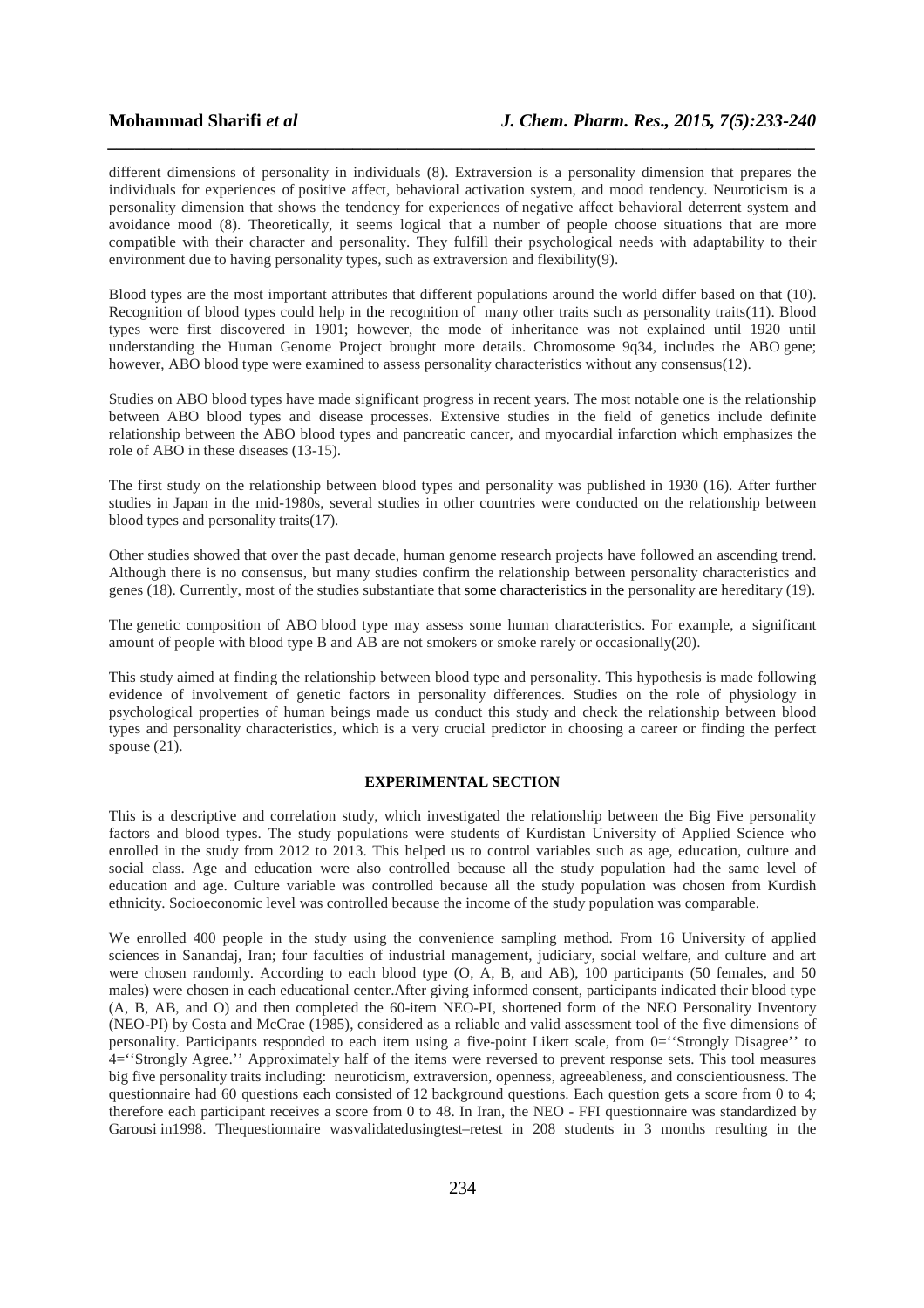different dimensions of personality in individuals (8). Extraversion is a personality dimension that prepares the individuals for experiences of positive affect, behavioral activation system, and mood tendency. Neuroticism is a personality dimension that shows the tendency for experiences of negative affect behavioral deterrent system and avoidance mood (8). Theoretically, it seems logical that a number of people choose situations that are more compatible with their character and personality. They fulfill their psychological needs with adaptability to their environment due to having personality types, such as extraversion and flexibility(9).

Blood types are the most important attributes that different populations around the world differ based on that (10). Recognition of blood types could help in the recognition of many other traits such as personality traits(11). Blood types were first discovered in 1901; however, the mode of inheritance was not explained until 1920 until understanding the Human Genome Project brought more details. Chromosome 9q34, includes the ABO gene; however, ABO blood type were examined to assess personality characteristics without any consensus(12).

Studies on ABO blood types have made significant progress in recent years. The most notable one is the relationship between ABO blood types and disease processes. Extensive studies in the field of genetics include definite relationship between the ABO blood types and pancreatic cancer, and myocardial infarction which emphasizes the role of ABO in these diseases (13-15).

The first study on the relationship between blood types and personality was published in 1930 (16). After further studies in Japan in the mid-1980s, several studies in other countries were conducted on the relationship between blood types and personality traits(17).

Other studies showed that over the past decade, human genome research projects have followed an ascending trend. Although there is no consensus, but many studies confirm the relationship between personality characteristics and genes (18). Currently, most of the studies substantiate that some characteristics in the personality are hereditary (19).

The genetic composition of ABO blood type may assess some human characteristics. For example, a significant amount of people with blood type B and AB are not smokers or smoke rarely or occasionally(20).

This study aimed at finding the relationship between blood type and personality. This hypothesis is made following evidence of involvement of genetic factors in personality differences. Studies on the role of physiology in psychological properties of human beings made us conduct this study and check the relationship between blood types and personality characteristics, which is a very crucial predictor in choosing a career or finding the perfect spouse (21).

## EXPERIMENTAL SECTION

This is a descriptive and correlation study, which investigated the relationship between the Big Five personality factors and blood types. The study populations were students of Kurdistan University of Applied Science who enrolled in the study from 2012 to 2013. This helped us to control variables such as age, education, culture and social class. Age and education were also controlled because all the study population had the same level of education and age. Culture variable was controlled because all the study population was chosen from Kurdish ethnicity. Socioeconomic level was controlled because the income of the study population was comparable.

We enrolled 400 people in the study using the convenience sampling method. From 16 University of applied sciences in Sanandaj, Iran; four faculties of industrial management, judiciary, social welfare, and culture and art were chosen randomly. According to each blood type (O, A, B, and AB), 100 participants (50 females, and 50 males) were chosen in each educational center.After giving informed consent, participants indicated their blood type (A, B, AB, and O) and then completed the 60-item NEO-PI, shortened form of the NEO Personality Inventory (NEO-PI) by Costa and McCrae (1985), considered as a reliable and valid assessment tool of the five dimensions of personality. Participants responded to each item using a five-point Likert scale, from 0=''Strongly Disagree'' to 4=''Strongly Agree.'' Approximately half of the items were reversed to prevent response sets. This tool measures big five personality traits including: neuroticism, extraversion, openness, agreeableness, and conscientiousness. The questionnaire had 60 questions each consisted of 12 background questions. Each question gets a score from 0 to 4; therefore each participant receives a score from 0 to 48. In Iran, the NEO - FFI questionnaire was standardized by Garousi in1998. Thequestionnaire wasvalidatedusingtest–retest in 208 students in 3 months resulting in the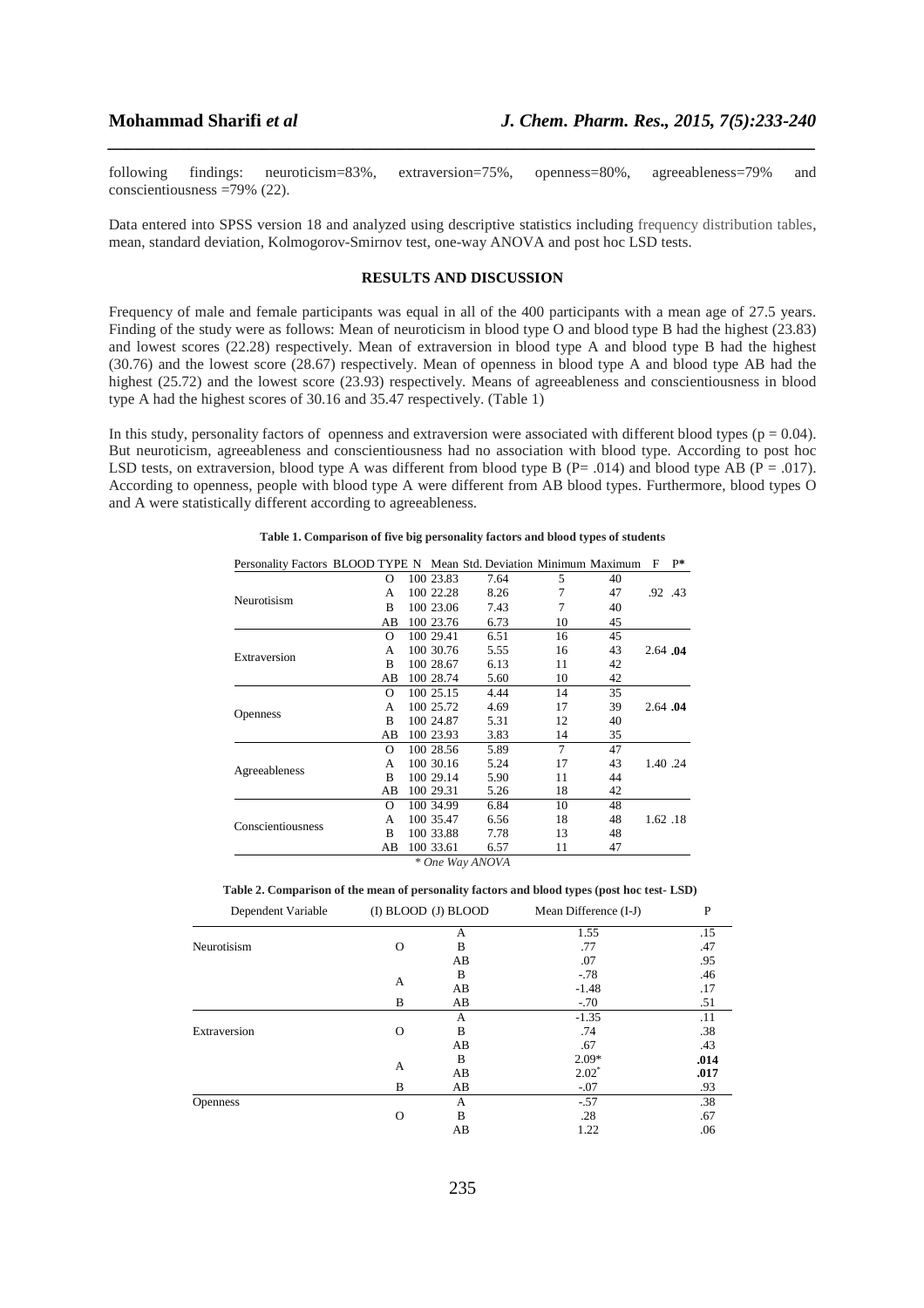following findings: neuroticism=83%, extraversion=75%, openness=80%, agreeableness=79% and conscientiousness =79% (22).

Data entered into SPSS version 18 and analyzed using descriptive statistics including frequency distribution tables, mean, standard deviation, Kolmogorov-Smirnov test, one-way ANOVA and post hoc LSD tests.

## RESULTS AND DISCUSSION

Frequency of male and female participants was equal in all of the 400 participants with a mean age of 27.5 years. Finding of the study were as follows: Mean of neuroticism in blood type O and blood type B had the highest (23.83) and lowest scores (22.28) respectively. Mean of extraversion in blood type A and blood type B had the highest (30.76) and the lowest score (28.67) respectively. Mean of openness in blood type A and blood type AB had the highest (25.72) and the lowest score (23.93) respectively. Means of agreeableness and conscientiousness in blood type A had the highest scores of 30.16 and 35.47 respectively. (Table 1)

In this study, personality factors of openness and extraversion were associated with different blood types ($p = 0.04$). But neuroticism, agreeableness and conscientiousness had no association with blood type. According to post hoc LSD tests, on extraversion, blood type A was different from blood type B ($P= .014$) and blood type AB ($P = .017$). According to openness, people with blood type A were different from AB blood types. Furthermore, blood types O and A were statistically different according to agreeableness.

**Table 1. Comparison of five big personality factors and blood types of students**

| Personality Factors | BLOOD TYPE | N | Mean | Std. Deviation | Minimum | Maximum | F | P* |
|---|---|---|---|---|---|---|---|---|
| Neurotisism | O | 100 | 23.83 | 7.64 | 5 | 40 | .92 | .43 |
| | A | 100 | 22.28 | 8.26 | 7 | 47 | | |
| | B | 100 | 23.06 | 7.43 | 7 | 40 | | |
| | AB | 100 | 23.76 | 6.73 | 10 | 45 | | |
| Extraversion | O | 100 | 29.41 | 6.51 | 16 | 45 | 2.64 | **.04** |
| | A | 100 | 30.76 | 5.55 | 16 | 43 | | |
| | B | 100 | 28.67 | 6.13 | 11 | 42 | | |
| | AB | 100 | 28.74 | 5.60 | 10 | 42 | | |
| Openness | O | 100 | 25.15 | 4.44 | 14 | 35 | 2.64 | **.04** |
| | A | 100 | 25.72 | 4.69 | 17 | 39 | | |
| | B | 100 | 24.87 | 5.31 | 12 | 40 | | |
| | AB | 100 | 23.93 | 3.83 | 14 | 35 | | |
| Agreeableness | O | 100 | 28.56 | 5.89 | 7 | 47 | 1.40 | .24 |
| | A | 100 | 30.16 | 5.24 | 17 | 43 | | |
| | B | 100 | 29.14 | 5.90 | 11 | 44 | | |
| | AB | 100 | 29.31 | 5.26 | 18 | 42 | | |
| Conscientiousness | O | 100 | 34.99 | 6.84 | 10 | 48 | 1.62 | .18 |
| | A | 100 | 35.47 | 6.56 | 18 | 48 | | |
| | B | 100 | 33.88 | 7.78 | 13 | 48 | | |
| | AB | 100 | 33.61 | 6.57 | 11 | 47 | | |

*\* One Way ANOVA*

**Table 2. Comparison of the mean of personality factors and blood types (post hoc test- LSD)**

| Dependent Variable | (I) BLOOD | (J) BLOOD | Mean Difference (I-J) | P |
|---|---|---|---|---|
| Neurotisism | O | A | 1.55 | .15 |
| | | B | .77 | .47 |
| | | AB | .07 | .95 |
| | A | B | -.78 | .46 |
| | | AB | -1.48 | .17 |
| | B | AB | -.70 | .51 |
| Extraversion | O | A | -1.35 | .11 |
| | | B | .74 | .38 |
| | | AB | .67 | .43 |
| | A | B | 2.09* | **.014** |
| | | AB | 2.02* | **.017** |
| | B | AB | -.07 | .93 |
| Openness | O | A | -.57 | .38 |
| | | B | .28 | .67 |
| | | AB | 1.22 | .06 |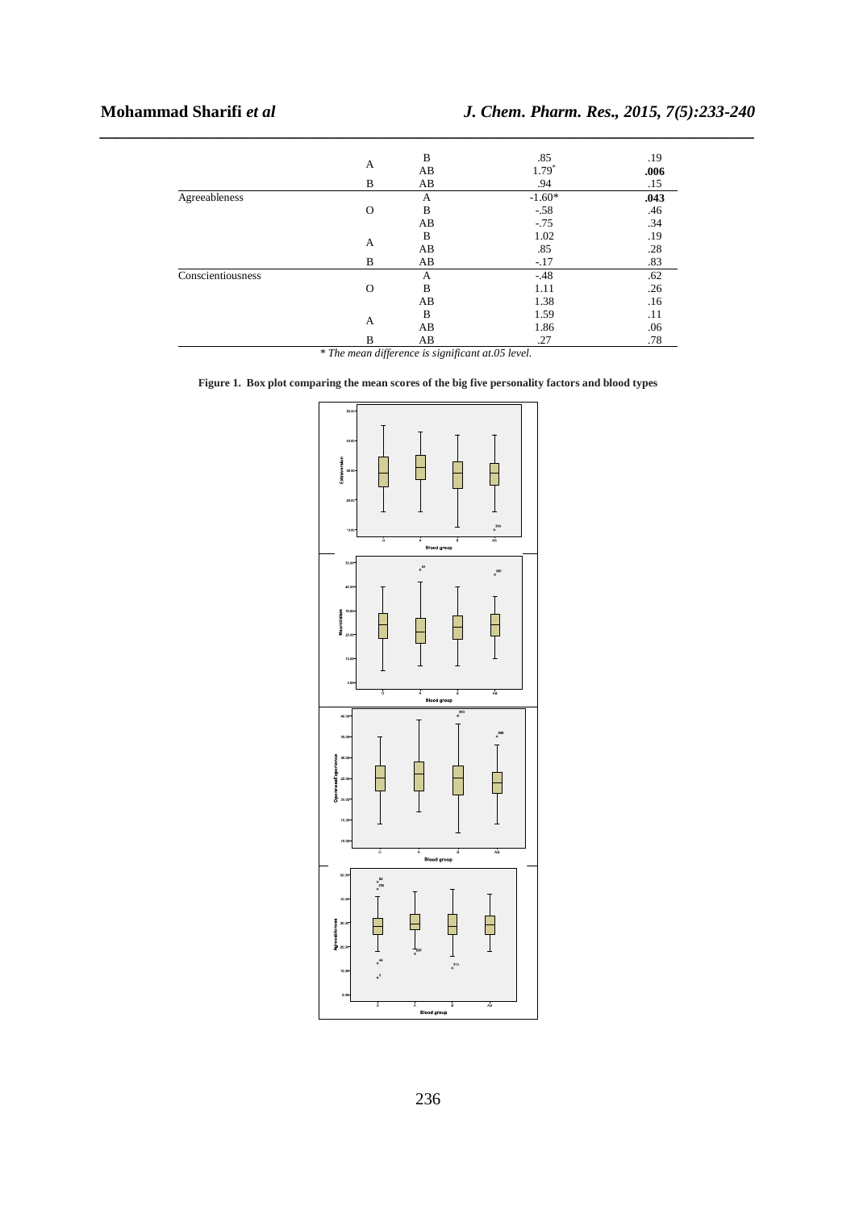| | | | | |
|---|---|---|---|---|
| | A | B | .85 | .19 |
| | | AB | 1.79* | **.006** |
| | B | AB | .94 | .15 |
| Agreeableness | | A | -1.60* | **.043** |
| | O | B | -.58 | .46 |
| | | AB | -.75 | .34 |
| | A | B | 1.02 | .19 |
| | | AB | .85 | .28 |
| | B | AB | -.17 | .83 |
| Conscientiousness | | A | -.48 | .62 |
| | O | B | 1.11 | .26 |
| | | AB | 1.38 | .16 |
| | A | B | 1.59 | .11 |
| | | AB | 1.86 | .06 |
| | B | AB | .27 | .78 |

*\* The mean difference is significant at.05 level.*

**Figure 1. Box plot comparing the mean scores of the big five personality factors and blood types**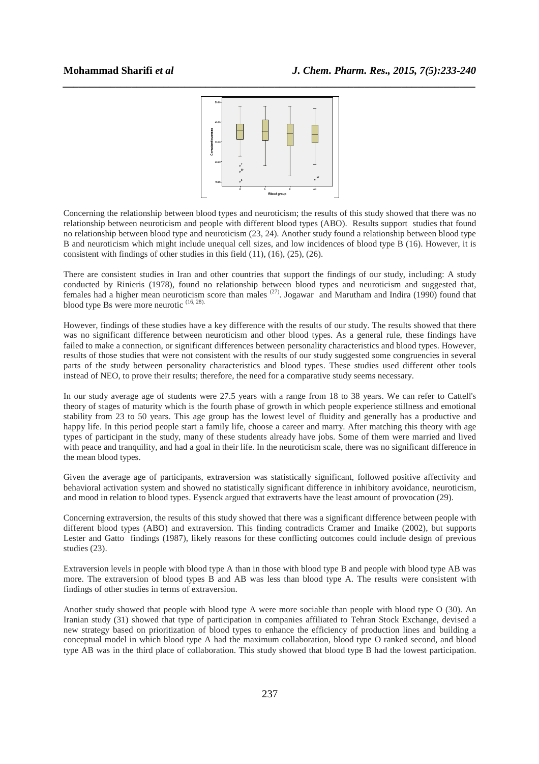Concerning the relationship between blood types and neuroticism; the results of this study showed that there was no relationship between neuroticism and people with different blood types (ABO). Results support studies that found no relationship between blood type and neuroticism (23, 24). Another study found a relationship between blood type B and neuroticism which might include unequal cell sizes, and low incidences of blood type B (16). However, it is consistent with findings of other studies in this field (11), (16), (25), (26).

There are consistent studies in Iran and other countries that support the findings of our study, including: A study conducted by Rinieris (1978), found no relationship between blood types and neuroticism and suggested that, females had a higher mean neuroticism score than males [(27)]. Jogawar and Marutham and Indira (1990) found that blood type Bs were more neurotic [(16, 28).]

However, findings of these studies have a key difference with the results of our study. The results showed that there was no significant difference between neuroticism and other blood types. As a general rule, these findings have failed to make a connection, or significant differences between personality characteristics and blood types. However, results of those studies that were not consistent with the results of our study suggested some congruencies in several parts of the study between personality characteristics and blood types. These studies used different other tools instead of NEO, to prove their results; therefore, the need for a comparative study seems necessary.

In our study average age of students were 27.5 years with a range from 18 to 38 years. We can refer to Cattell's theory of stages of maturity which is the fourth phase of growth in which people experience stillness and emotional stability from 23 to 50 years. This age group has the lowest level of fluidity and generally has a productive and happy life. In this period people start a family life, choose a career and marry. After matching this theory with age types of participant in the study, many of these students already have jobs. Some of them were married and lived with peace and tranquility, and had a goal in their life. In the neuroticism scale, there was no significant difference in the mean blood types.

Given the average age of participants, extraversion was statistically significant, followed positive affectivity and behavioral activation system and showed no statistically significant difference in inhibitory avoidance, neuroticism, and mood in relation to blood types. Eysenck argued that extraverts have the least amount of provocation (29).

Concerning extraversion, the results of this study showed that there was a significant difference between people with different blood types (ABO) and extraversion. This finding contradicts Cramer and Imaike (2002), but supports Lester and Gatto findings (1987), likely reasons for these conflicting outcomes could include design of previous studies (23).

Extraversion levels in people with blood type A than in those with blood type B and people with blood type AB was more. The extraversion of blood types B and AB was less than blood type A. The results were consistent with findings of other studies in terms of extraversion.

Another study showed that people with blood type A were more sociable than people with blood type O (30). An Iranian study (31) showed that type of participation in companies affiliated to Tehran Stock Exchange, devised a new strategy based on prioritization of blood types to enhance the efficiency of production lines and building a conceptual model in which blood type A had the maximum collaboration, blood type O ranked second, and blood type AB was in the third place of collaboration. This study showed that blood type B had the lowest participation.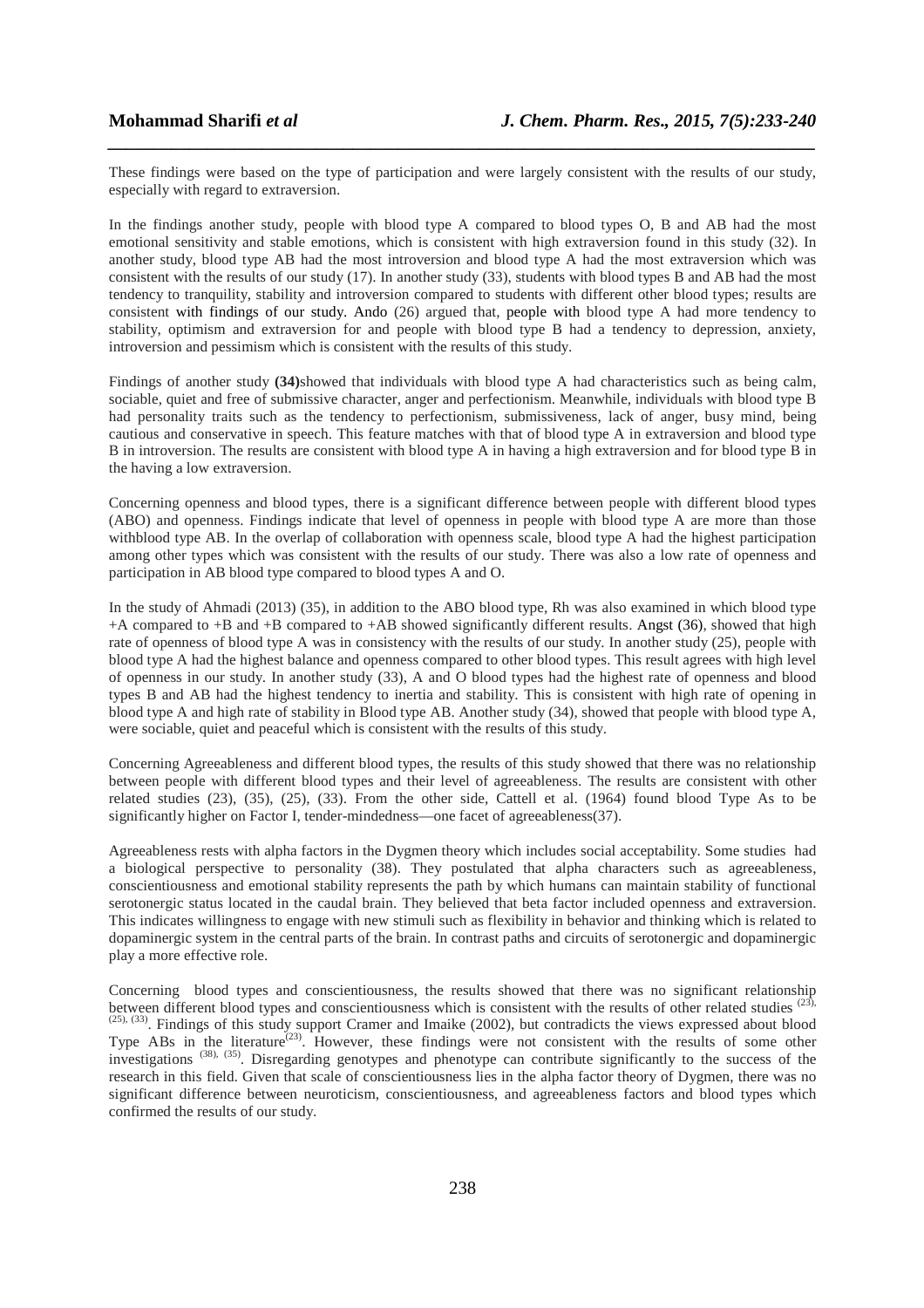These findings were based on the type of participation and were largely consistent with the results of our study, especially with regard to extraversion.

In the findings another study, people with blood type A compared to blood types O, B and AB had the most emotional sensitivity and stable emotions, which is consistent with high extraversion found in this study (32). In another study, blood type AB had the most introversion and blood type A had the most extraversion which was consistent with the results of our study (17). In another study (33), students with blood types B and AB had the most tendency to tranquility, stability and introversion compared to students with different other blood types; results are consistent with findings of our study. Ando (26) argued that, people with blood type A had more tendency to stability, optimism and extraversion for and people with blood type B had a tendency to depression, anxiety, introversion and pessimism which is consistent with the results of this study.

Findings of another study **(34)**showed that individuals with blood type A had characteristics such as being calm, sociable, quiet and free of submissive character, anger and perfectionism. Meanwhile, individuals with blood type B had personality traits such as the tendency to perfectionism, submissiveness, lack of anger, busy mind, being cautious and conservative in speech. This feature matches with that of blood type A in extraversion and blood type B in introversion. The results are consistent with blood type A in having a high extraversion and for blood type B in the having a low extraversion.

Concerning openness and blood types, there is a significant difference between people with different blood types (ABO) and openness. Findings indicate that level of openness in people with blood type A are more than those withblood type AB. In the overlap of collaboration with openness scale, blood type A had the highest participation among other types which was consistent with the results of our study. There was also a low rate of openness and participation in AB blood type compared to blood types A and O.

In the study of Ahmadi (2013) (35), in addition to the ABO blood type, Rh was also examined in which blood type +A compared to +B and +B compared to +AB showed significantly different results. Angst (36), showed that high rate of openness of blood type A was in consistency with the results of our study. In another study (25), people with blood type A had the highest balance and openness compared to other blood types. This result agrees with high level of openness in our study. In another study (33), A and O blood types had the highest rate of openness and blood types B and AB had the highest tendency to inertia and stability. This is consistent with high rate of opening in blood type A and high rate of stability in Blood type AB. Another study (34), showed that people with blood type A, were sociable, quiet and peaceful which is consistent with the results of this study.

Concerning Agreeableness and different blood types, the results of this study showed that there was no relationship between people with different blood types and their level of agreeableness. The results are consistent with other related studies (23), (35), (25), (33). From the other side, Cattell et al. (1964) found blood Type As to be significantly higher on Factor I, tender-mindedness—one facet of agreeableness(37).

Agreeableness rests with alpha factors in the Dygmen theory which includes social acceptability. Some studies had a biological perspective to personality (38). They postulated that alpha characters such as agreeableness, conscientiousness and emotional stability represents the path by which humans can maintain stability of functional serotonergic status located in the caudal brain. They believed that beta factor included openness and extraversion. This indicates willingness to engage with new stimuli such as flexibility in behavior and thinking which is related to dopaminergic system in the central parts of the brain. In contrast paths and circuits of serotonergic and dopaminergic play a more effective role.

Concerning blood types and conscientiousness, the results showed that there was no significant relationship between different blood types and conscientiousness which is consistent with the results of other related studies [(23), (25), (33)]. Findings of this study support Cramer and Imaike (2002), but contradicts the views expressed about blood Type ABs in the literature[(23)]. However, these findings were not consistent with the results of some other investigations [(38), (35)]. Disregarding genotypes and phenotype can contribute significantly to the success of the research in this field. Given that scale of conscientiousness lies in the alpha factor theory of Dygmen, there was no significant difference between neuroticism, conscientiousness, and agreeableness factors and blood types which confirmed the results of our study.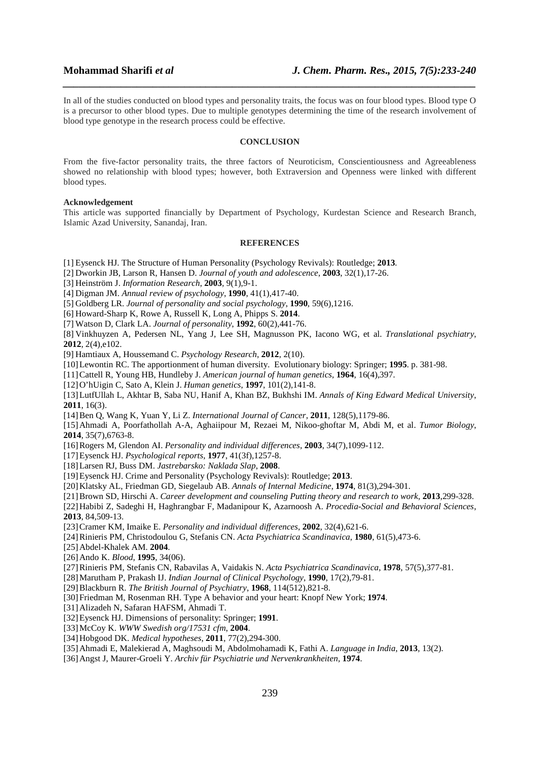In all of the studies conducted on blood types and personality traits, the focus was on four blood types. Blood type O is a precursor to other blood types. Due to multiple genotypes determining the time of the research involvement of blood type genotype in the research process could be effective.

## CONCLUSION

From the five-factor personality traits, the three factors of Neuroticism, Conscientiousness and Agreeableness showed no relationship with blood types; however, both Extraversion and Openness were linked with different blood types.

**Acknowledgement**

This article was supported financially by Department of Psychology, Kurdestan Science and Research Branch, Islamic Azad University, Sanandaj, Iran.

## REFERENCES

[1] Eysenck HJ. The Structure of Human Personality (Psychology Revivals): Routledge; **2013**.

[2] Dworkin JB, Larson R, Hansen D. *Journal of youth and adolescence*, **2003**, 32(1),17-26.

[3] Heinström J. *Information Research*, **2003**, 9(1),9-1.

[4] Digman JM. *Annual review of psychology*, **1990**, 41(1),417-40.

[5] Goldberg LR. *Journal of personality and social psychology*, **1990**, 59(6),1216.

[6] Howard-Sharp K, Rowe A, Russell K, Long A, Phipps S. **2014**.

[7] Watson D, Clark LA. *Journal of personality*, **1992**, 60(2),441-76.

[8] Vinkhuyzen A, Pedersen NL, Yang J, Lee SH, Magnusson PK, Iacono WG, et al. *Translational psychiatry*, **2012**, 2(4),e102.

[9] Hamtiaux A, Houssemand C. *Psychology Research*, **2012**, 2(10).

[10] Lewontin RC. The apportionment of human diversity. Evolutionary biology: Springer; **1995**. p. 381-98.

[11] Cattell R, Young HB, Hundleby J. *American journal of human genetics*, **1964**, 16(4),397.

[12] O'hUigin C, Sato A, Klein J. *Human genetics*, **1997**, 101(2),141-8.

[13] LutfUllah L, Akhtar B, Saba NU, Hanif A, Khan BZ, Bukhshi IM. *Annals of King Edward Medical University*, **2011**, 16(3).

[14] Ben Q, Wang K, Yuan Y, Li Z. *International Journal of Cancer*, **2011**, 128(5),1179-86.

[15] Ahmadi A, Poorfathollah A-A, Aghaiipour M, Rezaei M, Nikoo-ghoftar M, Abdi M, et al. *Tumor Biology*, **2014**, 35(7),6763-8.

[16] Rogers M, Glendon AI. *Personality and individual differences*, **2003**, 34(7),1099-112.

[17] Eysenck HJ. *Psychological reports*, **1977**, 41(3f),1257-8.

[18] Larsen RJ, Buss DM. *Jastrebarsko: Naklada Slap*, **2008**.

[19] Eysenck HJ. Crime and Personality (Psychology Revivals): Routledge; **2013**.

[20] Klatsky AL, Friedman GD, Siegelaub AB. *Annals of Internal Medicine*, **1974**, 81(3),294-301.

[21] Brown SD, Hirschi A. *Career development and counseling Putting theory and research to work*, **2013**,299-328.

[22] Habibi Z, Sadeghi H, Haghrangbar F, Madanipour K, Azarnoosh A. *Procedia-Social and Behavioral Sciences*, **2013**, 84,509-13.

[23] Cramer KM, Imaike E. *Personality and individual differences*, **2002**, 32(4),621-6.

[24] Rinieris PM, Christodoulou G, Stefanis CN. *Acta Psychiatrica Scandinavica*, **1980**, 61(5),473-6.

[25] Abdel-Khalek AM. **2004**.

[26] Ando K. *Blood*, **1995**, 34(06).

[27] Rinieris PM, Stefanis CN, Rabavilas A, Vaidakis N. *Acta Psychiatrica Scandinavica*, **1978**, 57(5),377-81.

[28] Marutham P, Prakash IJ. *Indian Journal of Clinical Psychology*, **1990**, 17(2),79-81.

[29] Blackburn R. *The British Journal of Psychiatry*, **1968**, 114(512),821-8.

[30] Friedman M, Rosenman RH. Type A behavior and your heart: Knopf New York; **1974**.

[31] Alizadeh N, Safaran HAFSM, Ahmadi T.

[32] Eysenck HJ. Dimensions of personality: Springer; **1991**.

[33] McCoy K. *WWW Swedish org/17531 cfm*, **2004**.

[34] Hobgood DK. *Medical hypotheses*, **2011**, 77(2),294-300.

[35] Ahmadi E, Malekierad A, Maghsoudi M, Abdolmohamadi K, Fathi A. *Language in India*, **2013**, 13(2).

[36] Angst J, Maurer-Groeli Y. *Archiv für Psychiatrie und Nervenkrankheiten*, **1974**.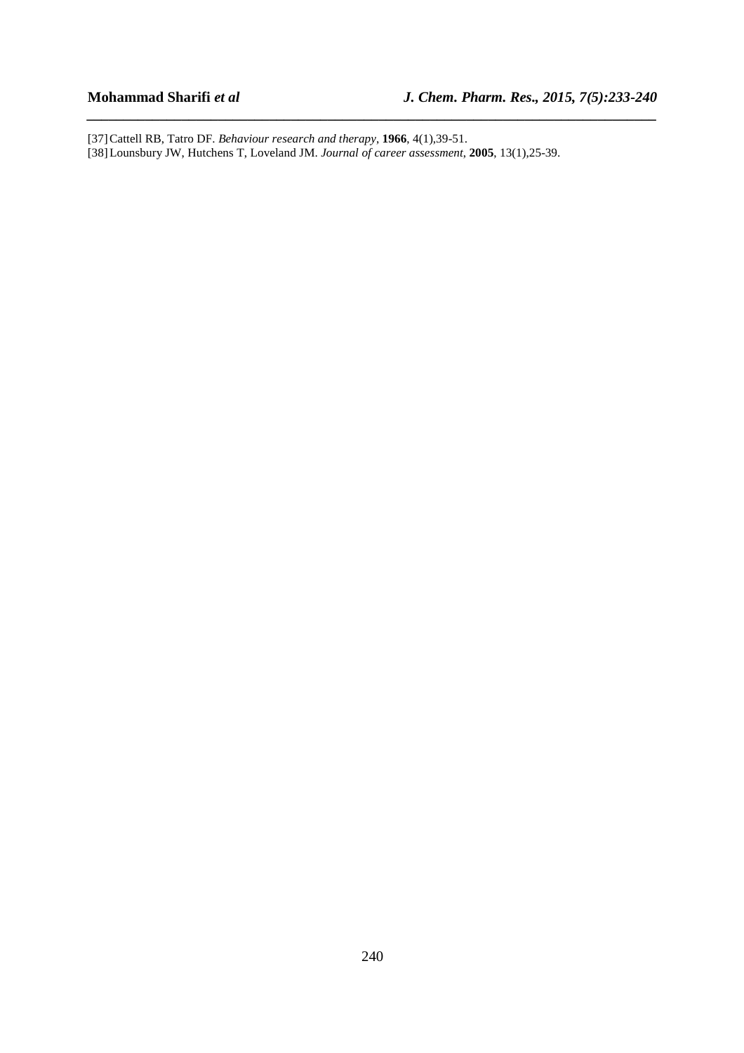[37] Cattell RB, Tatro DF. *Behaviour research and therapy*, **1966**, 4(1),39-51.

[38] Lounsbury JW, Hutchens T, Loveland JM. *Journal of career assessment*, **2005**, 13(1),25-39.